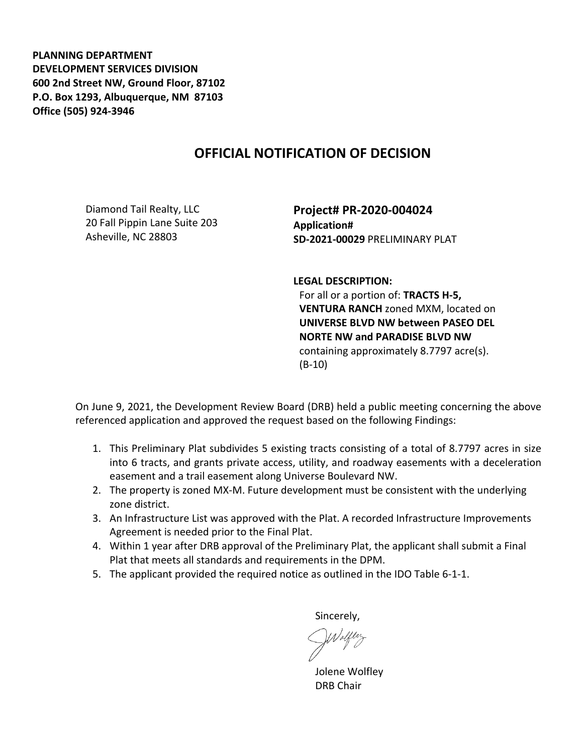**PLANNING DEPARTMENT**
**DEVELOPMENT SERVICES DIVISION**
**600 2nd Street NW, Ground Floor, 87102**
**P.O. Box 1293, Albuquerque, NM 87103**
**Office (505) 924-3946**

# OFFICIAL NOTIFICATION OF DECISION

Diamond Tail Realty, LLC
20 Fall Pippin Lane Suite 203
Asheville, NC 28803

**Project# PR-2020-004024**
**Application#**
**SD-2021-00029** PRELIMINARY PLAT

**LEGAL DESCRIPTION:**
For all or a portion of: **TRACTS H-5, VENTURA RANCH** zoned MXM, located on **UNIVERSE BLVD NW between PASEO DEL NORTE NW and PARADISE BLVD NW** containing approximately 8.7797 acre(s). (B-10)

On June 9, 2021, the Development Review Board (DRB) held a public meeting concerning the above referenced application and approved the request based on the following Findings:

1. This Preliminary Plat subdivides 5 existing tracts consisting of a total of 8.7797 acres in size into 6 tracts, and grants private access, utility, and roadway easements with a deceleration easement and a trail easement along Universe Boulevard NW.
2. The property is zoned MX-M. Future development must be consistent with the underlying zone district.
3. An Infrastructure List was approved with the Plat. A recorded Infrastructure Improvements Agreement is needed prior to the Final Plat.
4. Within 1 year after DRB approval of the Preliminary Plat, the applicant shall submit a Final Plat that meets all standards and requirements in the DPM.
5. The applicant provided the required notice as outlined in the IDO Table 6-1-1.

Sincerely,

Jolene Wolfley
DRB Chair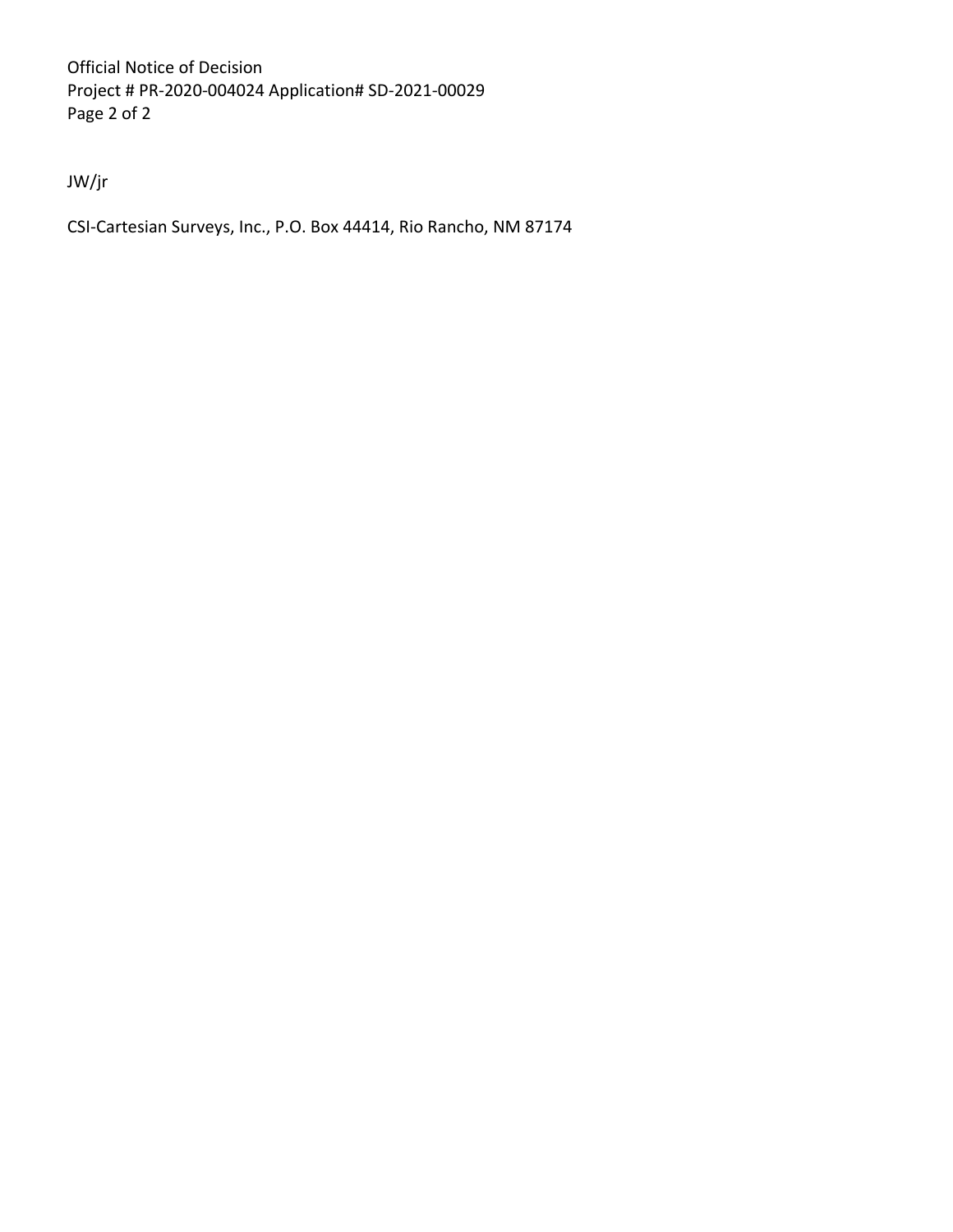JW/jr

CSI-Cartesian Surveys, Inc., P.O. Box 44414, Rio Rancho, NM 87174